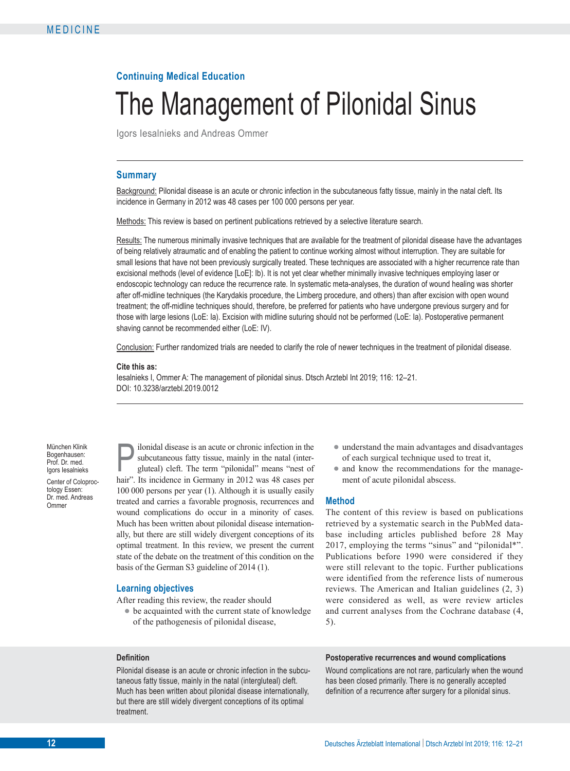**Continuing Medical Education**

# The Management of Pilonidal Sinus

Igors Iesalnieks and Andreas Ommer

## Summary

Background: Pilonidal disease is an acute or chronic infection in the subcutaneous fatty tissue, mainly in the natal cleft. Its incidence in Germany in 2012 was 48 cases per 100 000 persons per year.

Methods: This review is based on pertinent publications retrieved by a selective literature search.

Results: The numerous minimally invasive techniques that are available for the treatment of pilonidal disease have the advantages of being relatively atraumatic and of enabling the patient to continue working almost without interruption. They are suitable for small lesions that have not been previously surgically treated. These techniques are associated with a higher recurrence rate than excisional methods (level of evidence [LoE]: Ib). It is not yet clear whether minimally invasive techniques employing laser or endoscopic technology can reduce the recurrence rate. In systematic meta-analyses, the duration of wound healing was shorter after off-midline techniques (the Karydakis procedure, the Limberg procedure, and others) than after excision with open wound treatment; the off-midline techniques should, therefore, be preferred for patients who have undergone previous surgery and for those with large lesions (LoE: Ia). Excision with midline suturing should not be performed (LoE: Ia). Postoperative permanent shaving cannot be recommended either (LoE: IV).

Conclusion: Further randomized trials are needed to clarify the role of newer techniques in the treatment of pilonidal disease.

**Cite this as:**
Iesalnieks I, Ommer A: The management of pilonidal sinus. Dtsch Arztebl Int 2019; 116: 12–21.
DOI: 10.3238/arztebl.2019.0012

München Klinik Bogenhausen: Prof. Dr. med. Igors Iesalnieks

Center of Coloproctology Essen: Dr. med. Andreas Ommer

Pilonidal disease is an acute or chronic infection in the subcutaneous fatty tissue, mainly in the natal (intergluteal) cleft. The term "pilonidal" means "nest of hair". Its incidence in Germany in 2012 was 48 cases per 100 000 persons per year (1). Although it is usually easily treated and carries a favorable prognosis, recurrences and wound complications do occur in a minority of cases. Much has been written about pilonidal disease internationally, but there are still widely divergent conceptions of its optimal treatment. In this review, we present the current state of the debate on the treatment of this condition on the basis of the German S3 guideline of 2014 (1).

### Learning objectives

After reading this review, the reader should

- be acquainted with the current state of knowledge of the pathogenesis of pilonidal disease,
- understand the main advantages and disadvantages of each surgical technique used to treat it,
- and know the recommendations for the management of acute pilonidal abscess.

### Method

The content of this review is based on publications retrieved by a systematic search in the PubMed database including articles published before 28 May 2017, employing the terms "sinus" and "pilonidal*". Publications before 1990 were considered if they were still relevant to the topic. Further publications were identified from the reference lists of numerous reviews. The American and Italian guidelines (2, 3) were considered as well, as were review articles and current analyses from the Cochrane database (4, 5).

**Definition**

Pilonidal disease is an acute or chronic infection in the subcutaneous fatty tissue, mainly in the natal (intergluteal) cleft. Much has been written about pilonidal disease internationally, but there are still widely divergent conceptions of its optimal treatment.

**Postoperative recurrences and wound complications**

Wound complications are not rare, particularly when the wound has been closed primarily. There is no generally accepted definition of a recurrence after surgery for a pilonidal sinus.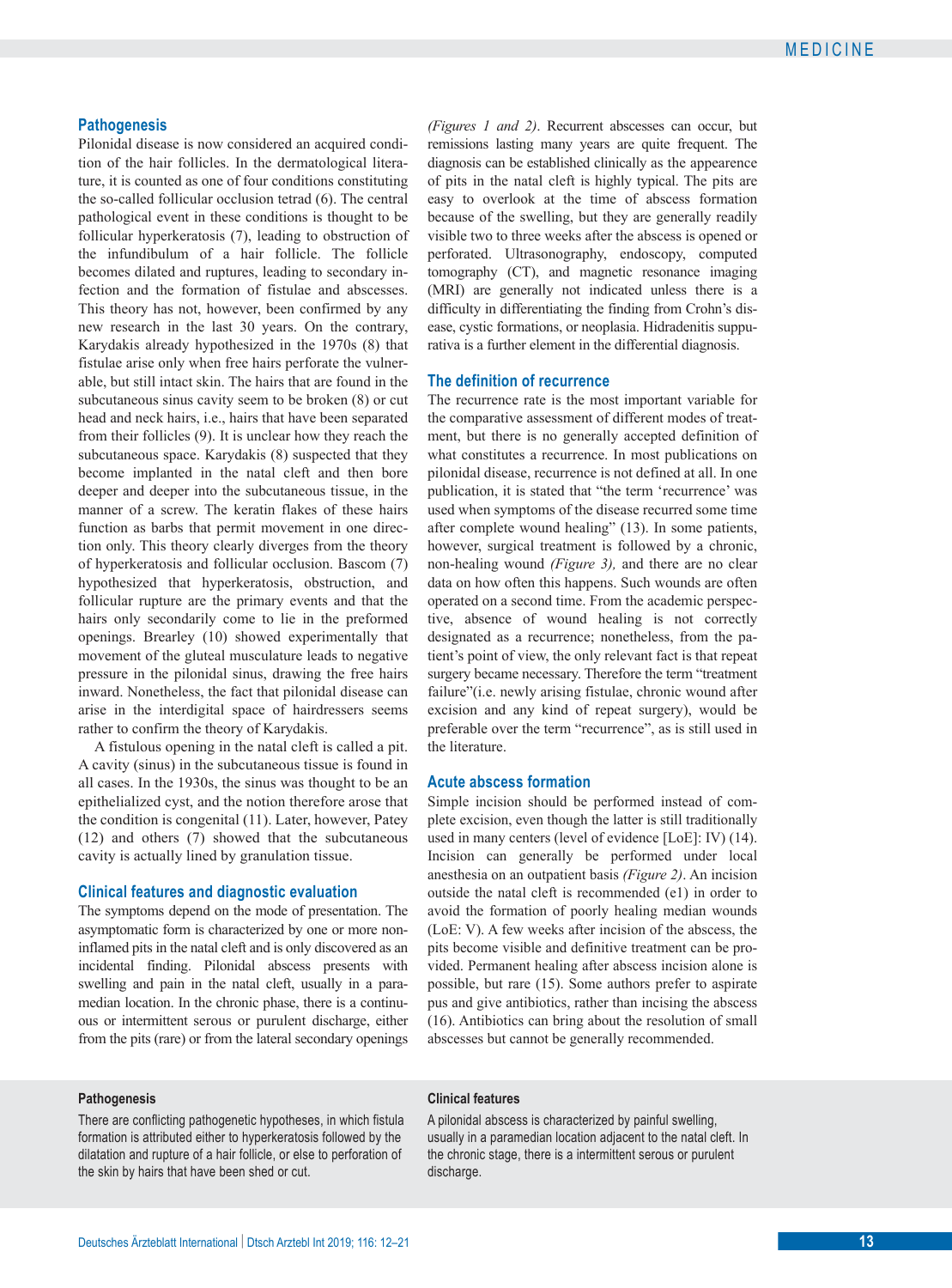## Pathogenesis

Pilonidal disease is now considered an acquired condition of the hair follicles. In the dermatological literature, it is counted as one of four conditions constituting the so-called follicular occlusion tetrad (6). The central pathological event in these conditions is thought to be follicular hyperkeratosis (7), leading to obstruction of the infundibulum of a hair follicle. The follicle becomes dilated and ruptures, leading to secondary infection and the formation of fistulae and abscesses. This theory has not, however, been confirmed by any new research in the last 30 years. On the contrary, Karydakis already hypothesized in the 1970s (8) that fistulae arise only when free hairs perforate the vulnerable, but still intact skin. The hairs that are found in the subcutaneous sinus cavity seem to be broken (8) or cut head and neck hairs, i.e., hairs that have been separated from their follicles (9). It is unclear how they reach the subcutaneous space. Karydakis (8) suspected that they become implanted in the natal cleft and then bore deeper and deeper into the subcutaneous tissue, in the manner of a screw. The keratin flakes of these hairs function as barbs that permit movement in one direction only. This theory clearly diverges from the theory of hyperkeratosis and follicular occlusion. Bascom (7) hypothesized that hyperkeratosis, obstruction, and follicular rupture are the primary events and that the hairs only secondarily come to lie in the preformed openings. Brearley (10) showed experimentally that movement of the gluteal musculature leads to negative pressure in the pilonidal sinus, drawing the free hairs inward. Nonetheless, the fact that pilonidal disease can arise in the interdigital space of hairdressers seems rather to confirm the theory of Karydakis.

A fistulous opening in the natal cleft is called a pit. A cavity (sinus) in the subcutaneous tissue is found in all cases. In the 1930s, the sinus was thought to be an epithelialized cyst, and the notion therefore arose that the condition is congenital (11). Later, however, Patey (12) and others (7) showed that the subcutaneous cavity is actually lined by granulation tissue.

## Clinical features and diagnostic evaluation

The symptoms depend on the mode of presentation. The asymptomatic form is characterized by one or more non-inflamed pits in the natal cleft and is only discovered as an incidental finding. Pilonidal abscess presents with swelling and pain in the natal cleft, usually in a paramedian location. In the chronic phase, there is a continuous or intermittent serous or purulent discharge, either from the pits (rare) or from the lateral secondary openings *(Figures 1 and 2)*. Recurrent abscesses can occur, but remissions lasting many years are quite frequent. The diagnosis can be established clinically as the appearence of pits in the natal cleft is highly typical. The pits are easy to overlook at the time of abscess formation because of the swelling, but they are generally readily visible two to three weeks after the abscess is opened or perforated. Ultrasonography, endoscopy, computed tomography (CT), and magnetic resonance imaging (MRI) are generally not indicated unless there is a difficulty in differentiating the finding from Crohn's disease, cystic formations, or neoplasia. Hidradenitis suppurativa is a further element in the differential diagnosis.

## The definition of recurrence

The recurrence rate is the most important variable for the comparative assessment of different modes of treatment, but there is no generally accepted definition of what constitutes a recurrence. In most publications on pilonidal disease, recurrence is not defined at all. In one publication, it is stated that "the term 'recurrence' was used when symptoms of the disease recurred some time after complete wound healing" (13). In some patients, however, surgical treatment is followed by a chronic, non-healing wound *(Figure 3),* and there are no clear data on how often this happens. Such wounds are often operated on a second time. From the academic perspective, absence of wound healing is not correctly designated as a recurrence; nonetheless, from the patient's point of view, the only relevant fact is that repeat surgery became necessary. Therefore the term "treatment failure"(i.e. newly arising fistulae, chronic wound after excision and any kind of repeat surgery), would be preferable over the term "recurrence", as is still used in the literature.

## Acute abscess formation

Simple incision should be performed instead of complete excision, even though the latter is still traditionally used in many centers (level of evidence [LoE]: IV) (14). Incision can generally be performed under local anesthesia on an outpatient basis *(Figure 2)*. An incision outside the natal cleft is recommended (e1) in order to avoid the formation of poorly healing median wounds (LoE: V). A few weeks after incision of the abscess, the pits become visible and definitive treatment can be provided. Permanent healing after abscess incision alone is possible, but rare (15). Some authors prefer to aspirate pus and give antibiotics, rather than incising the abscess (16). Antibiotics can bring about the resolution of small abscesses but cannot be generally recommended.

**Pathogenesis**

There are conflicting pathogenetic hypotheses, in which fistula formation is attributed either to hyperkeratosis followed by the dilatation and rupture of a hair follicle, or else to perforation of the skin by hairs that have been shed or cut.

**Clinical features**

A pilonidal abscess is characterized by painful swelling, usually in a paramedian location adjacent to the natal cleft. In the chronic stage, there is a intermittent serous or purulent discharge.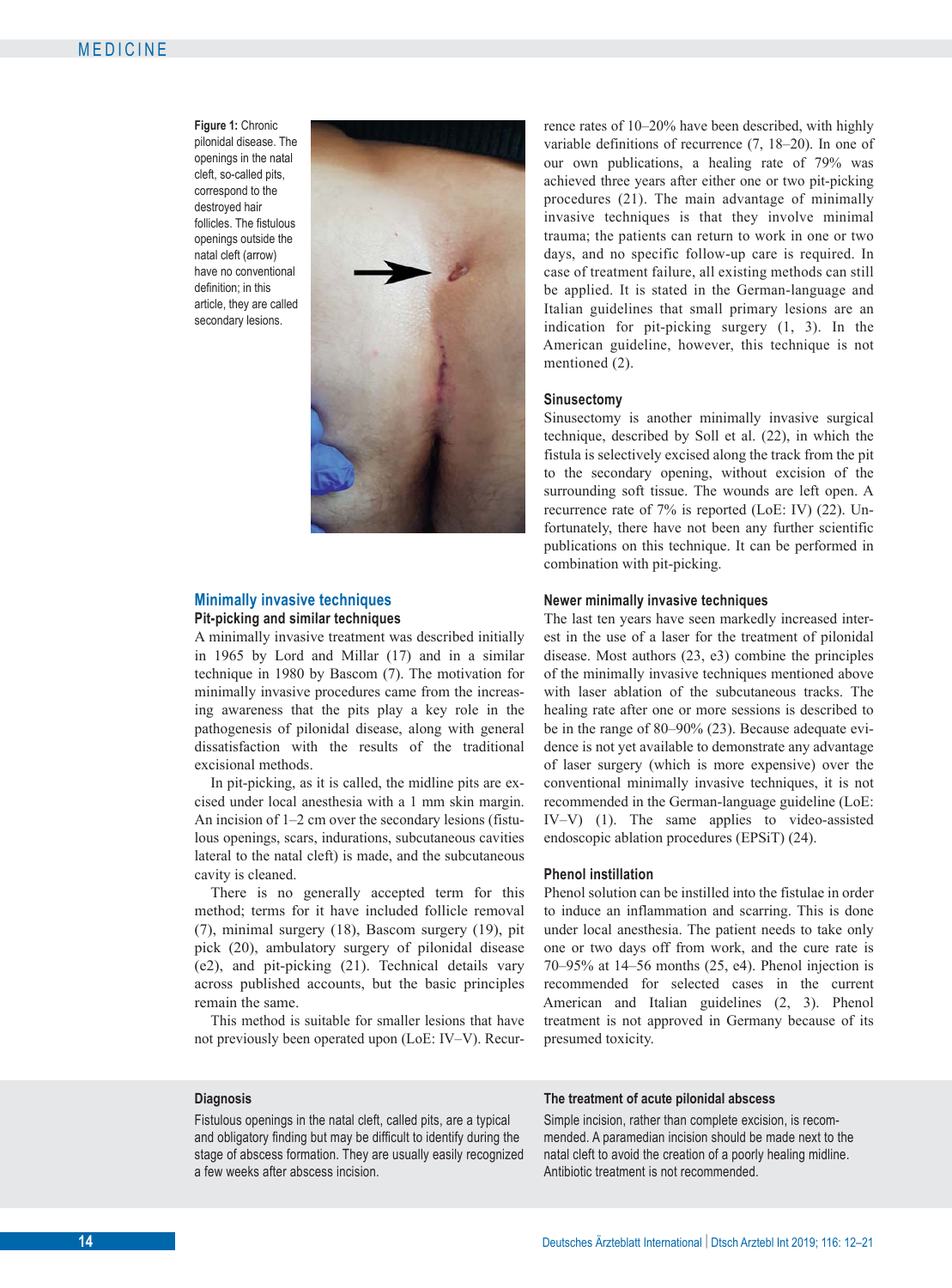Figure 1: Chronic pilonidal disease. The openings in the natal cleft, so-called pits, correspond to the destroyed hair follicles. The fistulous openings outside the natal cleft (arrow) have no conventional definition; in this article, they are called secondary lesions.

## Minimally invasive techniques

### Pit-picking and similar techniques

A minimally invasive treatment was described initially in 1965 by Lord and Millar (17) and in a similar technique in 1980 by Bascom (7). The motivation for minimally invasive procedures came from the increasing awareness that the pits play a key role in the pathogenesis of pilonidal disease, along with general dissatisfaction with the results of the traditional excisional methods.

In pit-picking, as it is called, the midline pits are excised under local anesthesia with a 1 mm skin margin. An incision of 1–2 cm over the secondary lesions (fistulous openings, scars, indurations, subcutaneous cavities lateral to the natal cleft) is made, and the subcutaneous cavity is cleaned.

There is no generally accepted term for this method; terms for it have included follicle removal (7), minimal surgery (18), Bascom surgery (19), pit pick (20), ambulatory surgery of pilonidal disease (e2), and pit-picking (21). Technical details vary across published accounts, but the basic principles remain the same.

This method is suitable for smaller lesions that have not previously been operated upon (LoE: IV–V). Recurrence rates of 10–20% have been described, with highly variable definitions of recurrence (7, 18–20). In one of our own publications, a healing rate of 79% was achieved three years after either one or two pit-picking procedures (21). The main advantage of minimally invasive techniques is that they involve minimal trauma; the patients can return to work in one or two days, and no specific follow-up care is required. In case of treatment failure, all existing methods can still be applied. It is stated in the German-language and Italian guidelines that small primary lesions are an indication for pit-picking surgery (1, 3). In the American guideline, however, this technique is not mentioned (2).

### Sinusectomy

Sinusectomy is another minimally invasive surgical technique, described by Soll et al. (22), in which the fistula is selectively excised along the track from the pit to the secondary opening, without excision of the surrounding soft tissue. The wounds are left open. A recurrence rate of 7% is reported (LoE: IV) (22). Unfortunately, there have not been any further scientific publications on this technique. It can be performed in combination with pit-picking.

### Newer minimally invasive techniques

The last ten years have seen markedly increased interest in the use of a laser for the treatment of pilonidal disease. Most authors (23, e3) combine the principles of the minimally invasive techniques mentioned above with laser ablation of the subcutaneous tracks. The healing rate after one or more sessions is described to be in the range of 80–90% (23). Because adequate evidence is not yet available to demonstrate any advantage of laser surgery (which is more expensive) over the conventional minimally invasive techniques, it is not recommended in the German-language guideline (LoE: IV–V) (1). The same applies to video-assisted endoscopic ablation procedures (EPSiT) (24).

### Phenol instillation

Phenol solution can be instilled into the fistulae in order to induce an inflammation and scarring. This is done under local anesthesia. The patient needs to take only one or two days off from work, and the cure rate is 70–95% at 14–56 months (25, e4). Phenol injection is recommended for selected cases in the current American and Italian guidelines (2, 3). Phenol treatment is not approved in Germany because of its presumed toxicity.

**Diagnosis**

Fistulous openings in the natal cleft, called pits, are a typical and obligatory finding but may be difficult to identify during the stage of abscess formation. They are usually easily recognized a few weeks after abscess incision.

**The treatment of acute pilonidal abscess**

Simple incision, rather than complete excision, is recommended. A paramedian incision should be made next to the natal cleft to avoid the creation of a poorly healing midline. Antibiotic treatment is not recommended.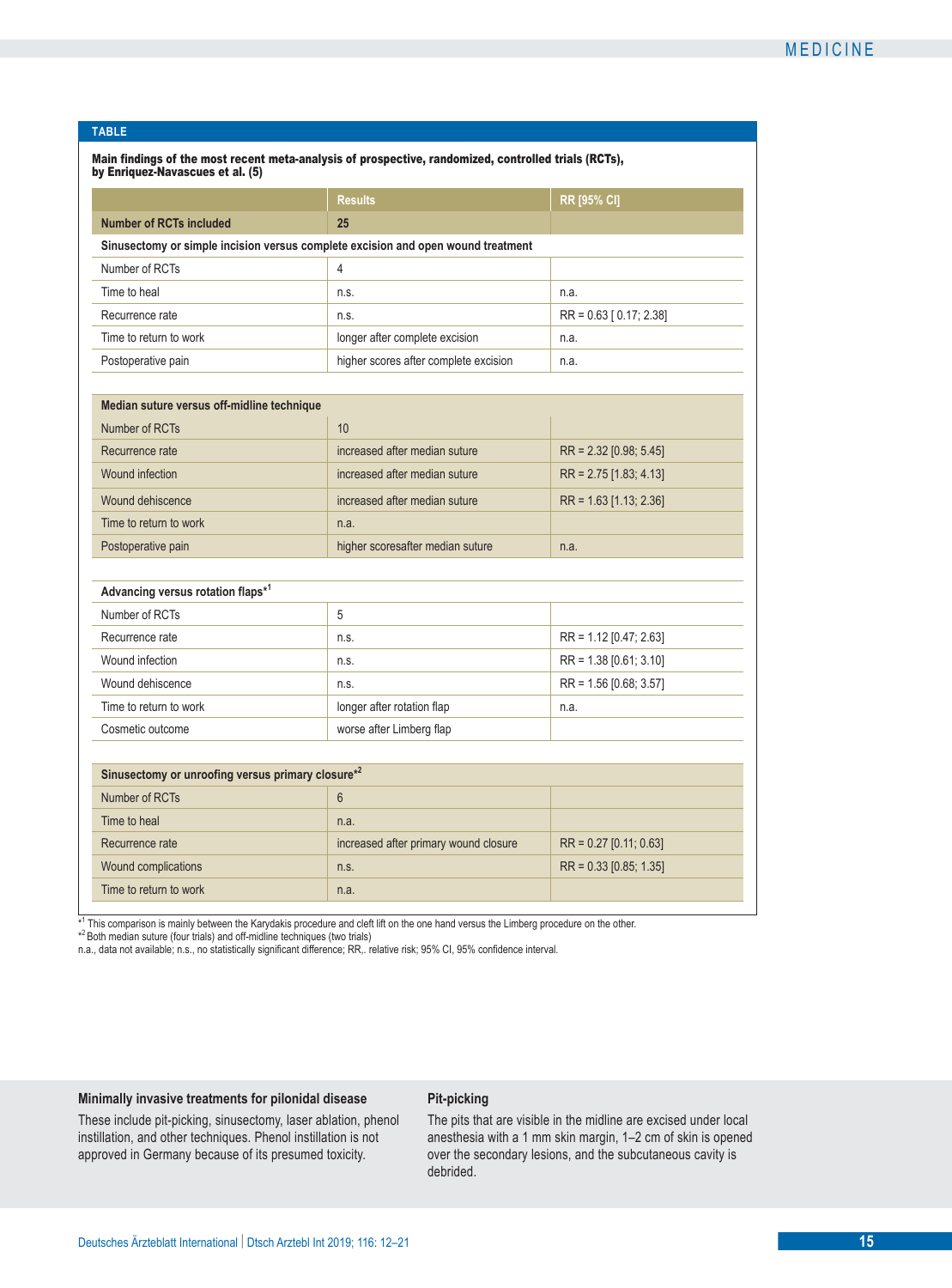**TABLE**

**Main findings of the most recent meta-analysis of prospective, randomized, controlled trials (RCTs), by Enriquez-Navascues et al. (5)**

| | Results | RR [95% CI] |
|---|---|---|
| **Number of RCTs included** | **25** | |
| **Sinusectomy or simple incision versus complete excision and open wound treatment** | | |
| Number of RCTs | 4 | |
| Time to heal | n.s. | n.a. |
| Recurrence rate | n.s. | RR = 0.63 [ 0.17; 2.38] |
| Time to return to work | longer after complete excision | n.a. |
| Postoperative pain | higher scores after complete excision | n.a. |
| **Median suture versus off-midline technique** | | |
| Number of RCTs | 10 | |
| Recurrence rate | increased after median suture | RR = 2.32 [0.98; 5.45] |
| Wound infection | increased after median suture | RR = 2.75 [1.83; 4.13] |
| Wound dehiscence | increased after median suture | RR = 1.63 [1.13; 2.36] |
| Time to return to work | n.a. | |
| Postoperative pain | higher scoresafter median suture | n.a. |
| **Advancing versus rotation flaps*[1]** | | |
| Number of RCTs | 5 | |
| Recurrence rate | n.s. | RR = 1.12 [0.47; 2.63] |
| Wound infection | n.s. | RR = 1.38 [0.61; 3.10] |
| Wound dehiscence | n.s. | RR = 1.56 [0.68; 3.57] |
| Time to return to work | longer after rotation flap | n.a. |
| Cosmetic outcome | worse after Limberg flap | |
| **Sinusectomy or unroofing versus primary closure*[2]** | | |
| Number of RCTs | 6 | |
| Time to heal | n.a. | |
| Recurrence rate | increased after primary wound closure | RR = 0.27 [0.11; 0.63] |
| Wound complications | n.s. | RR = 0.33 [0.85; 1.35] |
| Time to return to work | n.a. | |

*[1] This comparison is mainly between the Karydakis procedure and cleft lift on the one hand versus the Limberg procedure on the other.
*[2] Both median suture (four trials) and off-midline techniques (two trials)
n.a., data not available; n.s., no statistically significant difference; RR,. relative risk; 95% CI, 95% confidence interval.

**Minimally invasive treatments for pilonidal disease**

These include pit-picking, sinusectomy, laser ablation, phenol instillation, and other techniques. Phenol instillation is not approved in Germany because of its presumed toxicity.

**Pit-picking**

The pits that are visible in the midline are excised under local anesthesia with a 1 mm skin margin, 1–2 cm of skin is opened over the secondary lesions, and the subcutaneous cavity is debrided.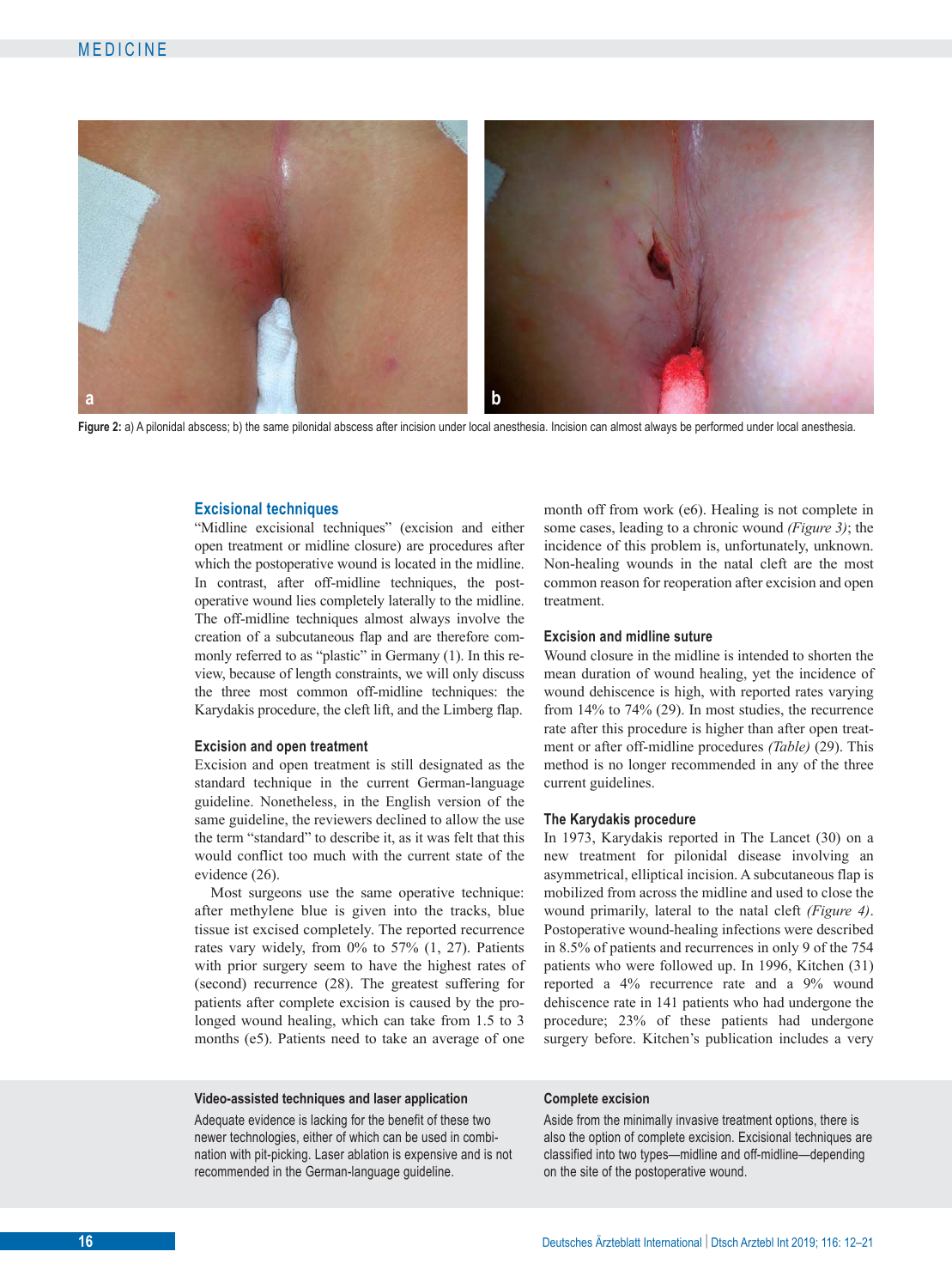Figure 2: a) A pilonidal abscess; b) the same pilonidal abscess after incision under local anesthesia. Incision can almost always be performed under local anesthesia.

## Excisional techniques

"Midline excisional techniques" (excision and either open treatment or midline closure) are procedures after which the postoperative wound is located in the midline. In contrast, after off-midline techniques, the postoperative wound lies completely laterally to the midline. The off-midline techniques almost always involve the creation of a subcutaneous flap and are therefore commonly referred to as "plastic" in Germany (1). In this review, because of length constraints, we will only discuss the three most common off-midline techniques: the Karydakis procedure, the cleft lift, and the Limberg flap.

### Excision and open treatment

Excision and open treatment is still designated as the standard technique in the current German-language guideline. Nonetheless, in the English version of the same guideline, the reviewers declined to allow the use the term "standard" to describe it, as it was felt that this would conflict too much with the current state of the evidence (26).

Most surgeons use the same operative technique: after methylene blue is given into the tracks, blue tissue ist excised completely. The reported recurrence rates vary widely, from 0% to 57% (1, 27). Patients with prior surgery seem to have the highest rates of (second) recurrence (28). The greatest suffering for patients after complete excision is caused by the prolonged wound healing, which can take from 1.5 to 3 months (e5). Patients need to take an average of one month off from work (e6). Healing is not complete in some cases, leading to a chronic wound *(Figure 3)*; the incidence of this problem is, unfortunately, unknown. Non-healing wounds in the natal cleft are the most common reason for reoperation after excision and open treatment.

### Excision and midline suture

Wound closure in the midline is intended to shorten the mean duration of wound healing, yet the incidence of wound dehiscence is high, with reported rates varying from 14% to 74% (29). In most studies, the recurrence rate after this procedure is higher than after open treatment or after off-midline procedures *(Table)* (29). This method is no longer recommended in any of the three current guidelines.

### The Karydakis procedure

In 1973, Karydakis reported in The Lancet (30) on a new treatment for pilonidal disease involving an asymmetrical, elliptical incision. A subcutaneous flap is mobilized from across the midline and used to close the wound primarily, lateral to the natal cleft *(Figure 4)*. Postoperative wound-healing infections were described in 8.5% of patients and recurrences in only 9 of the 754 patients who were followed up. In 1996, Kitchen (31) reported a 4% recurrence rate and a 9% wound dehiscence rate in 141 patients who had undergone the procedure; 23% of these patients had undergone surgery before. Kitchen's publication includes a very

**Video-assisted techniques and laser application**

Adequate evidence is lacking for the benefit of these two newer technologies, either of which can be used in combination with pit-picking. Laser ablation is expensive and is not recommended in the German-language guideline.

**Complete excision**

Aside from the minimally invasive treatment options, there is also the option of complete excision. Excisional techniques are classified into two types—midline and off-midline—depending on the site of the postoperative wound.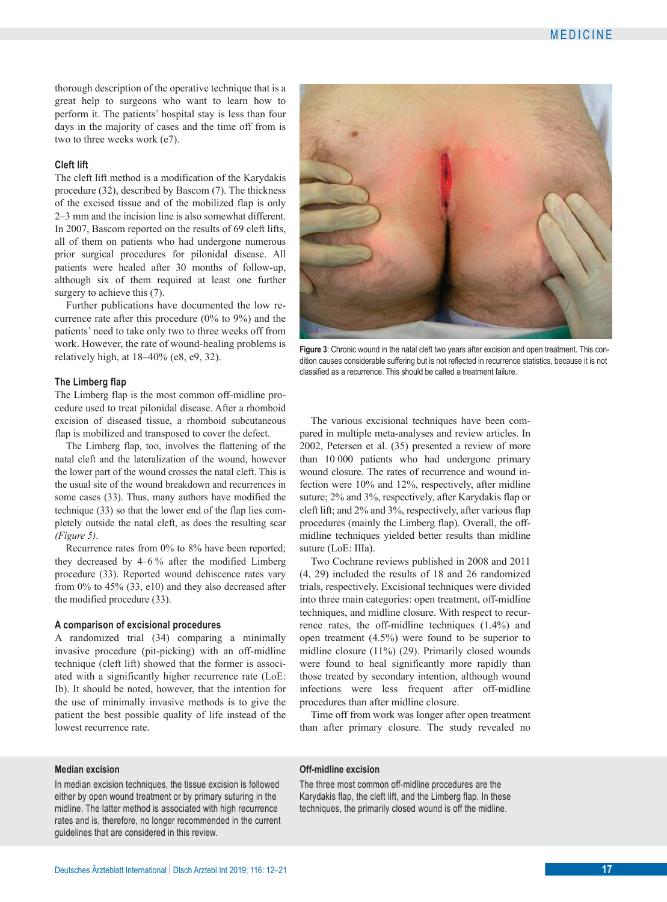thorough description of the operative technique that is a great help to surgeons who want to learn how to perform it. The patients' hospital stay is less than four days in the majority of cases and the time off from is two to three weeks work (e7).

### Cleft lift

The cleft lift method is a modification of the Karydakis procedure (32), described by Bascom (7). The thickness of the excised tissue and of the mobilized flap is only 2–3 mm and the incision line is also somewhat different. In 2007, Bascom reported on the results of 69 cleft lifts, all of them on patients who had undergone numerous prior surgical procedures for pilonidal disease. All patients were healed after 30 months of follow-up, although six of them required at least one further surgery to achieve this (7).

Further publications have documented the low recurrence rate after this procedure (0% to 9%) and the patients' need to take only two to three weeks off from work. However, the rate of wound-healing problems is relatively high, at 18–40% (e8, e9, 32).

### The Limberg flap

The Limberg flap is the most common off-midline procedure used to treat pilonidal disease. After a rhomboid excision of diseased tissue, a rhomboid subcutaneous flap is mobilized and transposed to cover the defect.

The Limberg flap, too, involves the flattening of the natal cleft and the lateralization of the wound, however the lower part of the wound crosses the natal cleft. This is the usual site of the wound breakdown and recurrences in some cases (33). Thus, many authors have modified the technique (33) so that the lower end of the flap lies completely outside the natal cleft, as does the resulting scar *(Figure 5)*.

Recurrence rates from 0% to 8% have been reported; they decreased by 4–6 % after the modified Limberg procedure (33). Reported wound dehiscence rates vary from 0% to 45% (33, e10) and they also decreased after the modified procedure (33).

### A comparison of excisional procedures

A randomized trial (34) comparing a minimally invasive procedure (pit-picking) with an off-midline technique (cleft lift) showed that the former is associated with a significantly higher recurrence rate (LoE: Ib). It should be noted, however, that the intention for the use of minimally invasive methods is to give the patient the best possible quality of life instead of the lowest recurrence rate.

**Figure 3**: Chronic wound in the natal cleft two years after excision and open treatment. This condition causes considerable suffering but is not reflected in recurrence statistics, because it is not classified as a recurrence. This should be called a treatment failure.

The various excisional techniques have been compared in multiple meta-analyses and review articles. In 2002, Petersen et al. (35) presented a review of more than 10 000 patients who had undergone primary wound closure. The rates of recurrence and wound infection were 10% and 12%, respectively, after midline suture; 2% and 3%, respectively, after Karydakis flap or cleft lift; and 2% and 3%, respectively, after various flap procedures (mainly the Limberg flap). Overall, the off-midline techniques yielded better results than midline suture (LoE: IIIa).

Two Cochrane reviews published in 2008 and 2011 (4, 29) included the results of 18 and 26 randomized trials, respectively. Excisional techniques were divided into three main categories: open treatment, off-midline techniques, and midline closure. With respect to recurrence rates, the off-midline techniques (1.4%) and open treatment (4.5%) were found to be superior to midline closure (11%) (29). Primarily closed wounds were found to heal significantly more rapidly than those treated by secondary intention, although wound infections were less frequent after off-midline procedures than after midline closure.

Time off from work was longer after open treatment than after primary closure. The study revealed no

**Median excision**

In median excision techniques, the tissue excision is followed either by open wound treatment or by primary suturing in the midline. The latter method is associated with high recurrence rates and is, therefore, no longer recommended in the current guidelines that are considered in this review.

**Off-midline excision**

The three most common off-midline procedures are the Karydakis flap, the cleft lift, and the Limberg flap. In these techniques, the primarily closed wound is off the midline.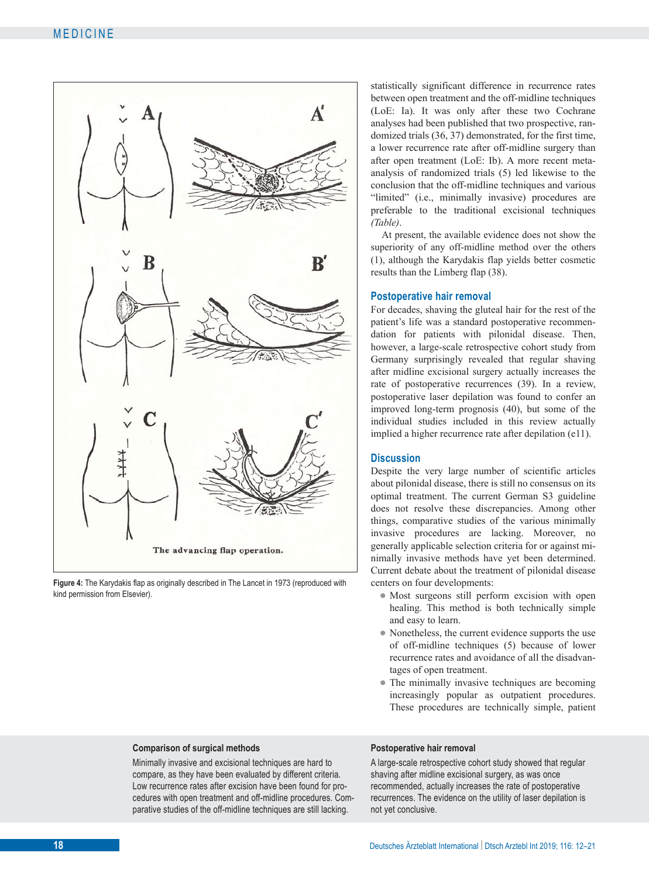The advancing flap operation.

**Figure 4:** The Karydakis flap as originally described in The Lancet in 1973 (reproduced with kind permission from Elsevier).

statistically significant difference in recurrence rates between open treatment and the off-midline techniques (LoE: Ia). It was only after these two Cochrane analyses had been published that two prospective, randomized trials (36, 37) demonstrated, for the first time, a lower recurrence rate after off-midline surgery than after open treatment (LoE: Ib). A more recent meta-analysis of randomized trials (5) led likewise to the conclusion that the off-midline techniques and various "limited" (i.e., minimally invasive) procedures are preferable to the traditional excisional techniques *(Table)*.

At present, the available evidence does not show the superiority of any off-midline method over the others (1), although the Karydakis flap yields better cosmetic results than the Limberg flap (38).

## Postoperative hair removal

For decades, shaving the gluteal hair for the rest of the patient's life was a standard postoperative recommendation for patients with pilonidal disease. Then, however, a large-scale retrospective cohort study from Germany surprisingly revealed that regular shaving after midline excisional surgery actually increases the rate of postoperative recurrences (39). In a review, postoperative laser depilation was found to confer an improved long-term prognosis (40), but some of the individual studies included in this review actually implied a higher recurrence rate after depilation (e11).

## Discussion

Despite the very large number of scientific articles about pilonidal disease, there is still no consensus on its optimal treatment. The current German S3 guideline does not resolve these discrepancies. Among other things, comparative studies of the various minimally invasive procedures are lacking. Moreover, no generally applicable selection criteria for or against minimally invasive methods have yet been determined. Current debate about the treatment of pilonidal disease centers on four developments:

- Most surgeons still perform excision with open healing. This method is both technically simple and easy to learn.
- Nonetheless, the current evidence supports the use of off-midline techniques (5) because of lower recurrence rates and avoidance of all the disadvantages of open treatment.
- The minimally invasive techniques are becoming increasingly popular as outpatient procedures. These procedures are technically simple, patient

**Comparison of surgical methods**

Minimally invasive and excisional techniques are hard to compare, as they have been evaluated by different criteria. Low recurrence rates after excision have been found for procedures with open treatment and off-midline procedures. Comparative studies of the off-midline techniques are still lacking.

**Postoperative hair removal**

A large-scale retrospective cohort study showed that regular shaving after midline excisional surgery, as was once recommended, actually increases the rate of postoperative recurrences. The evidence on the utility of laser depilation is not yet conclusive.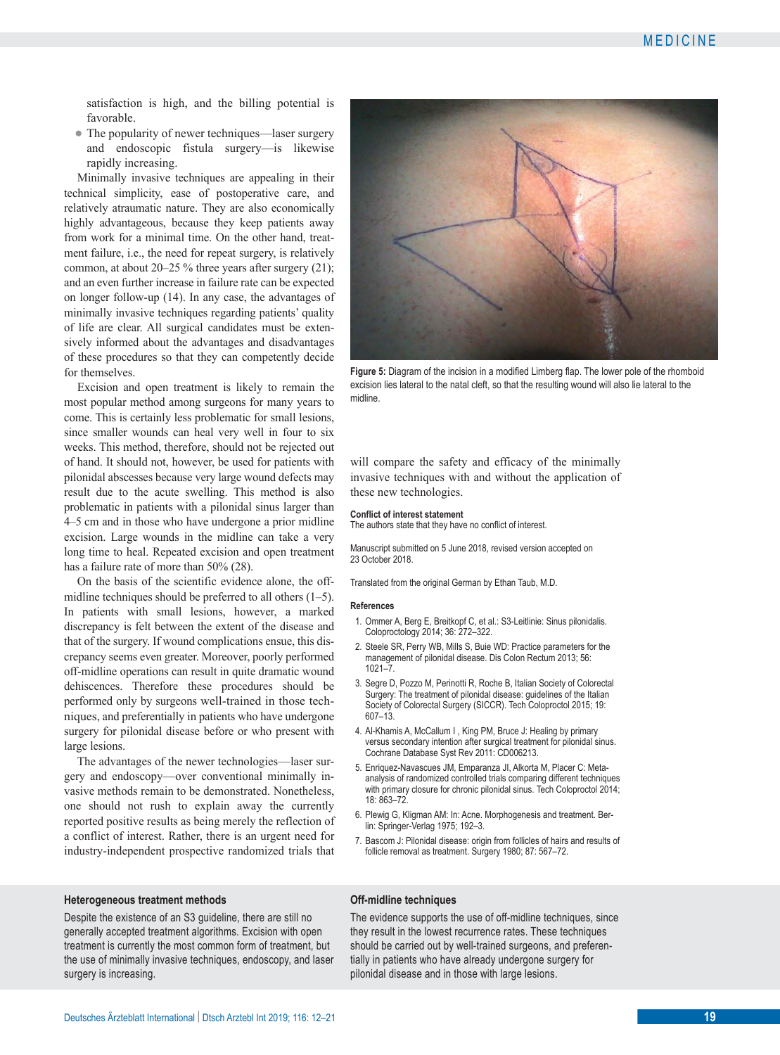satisfaction is high, and the billing potential is favorable.

- The popularity of newer techniques—laser surgery and endoscopic fistula surgery—is likewise rapidly increasing.

Minimally invasive techniques are appealing in their technical simplicity, ease of postoperative care, and relatively atraumatic nature. They are also economically highly advantageous, because they keep patients away from work for a minimal time. On the other hand, treatment failure, i.e., the need for repeat surgery, is relatively common, at about 20–25 % three years after surgery (21); and an even further increase in failure rate can be expected on longer follow-up (14). In any case, the advantages of minimally invasive techniques regarding patients' quality of life are clear. All surgical candidates must be extensively informed about the advantages and disadvantages of these procedures so that they can competently decide for themselves.

Excision and open treatment is likely to remain the most popular method among surgeons for many years to come. This is certainly less problematic for small lesions, since smaller wounds can heal very well in four to six weeks. This method, therefore, should not be rejected out of hand. It should not, however, be used for patients with pilonidal abscesses because very large wound defects may result due to the acute swelling. This method is also problematic in patients with a pilonidal sinus larger than 4–5 cm and in those who have undergone a prior midline excision. Large wounds in the midline can take a very long time to heal. Repeated excision and open treatment has a failure rate of more than 50% (28).

On the basis of the scientific evidence alone, the off-midline techniques should be preferred to all others (1–5). In patients with small lesions, however, a marked discrepancy is felt between the extent of the disease and that of the surgery. If wound complications ensue, this discrepancy seems even greater. Moreover, poorly performed off-midline operations can result in quite dramatic wound dehiscences. Therefore these procedures should be performed only by surgeons well-trained in those techniques, and preferentially in patients who have undergone surgery for pilonidal disease before or who present with large lesions.

The advantages of the newer technologies—laser surgery and endoscopy—over conventional minimally invasive methods remain to be demonstrated. Nonetheless, one should not rush to explain away the currently reported positive results as being merely the reflection of a conflict of interest. Rather, there is an urgent need for industry-independent prospective randomized trials that will compare the safety and efficacy of the minimally invasive techniques with and without the application of these new technologies.

**Figure 5:** Diagram of the incision in a modified Limberg flap. The lower pole of the rhomboid excision lies lateral to the natal cleft, so that the resulting wound will also lie lateral to the midline.

**Conflict of interest statement**
The authors state that they have no conflict of interest.

Manuscript submitted on 5 June 2018, revised version accepted on 23 October 2018.

Translated from the original German by Ethan Taub, M.D.

**References**

1. Ommer A, Berg E, Breitkopf C, et al.: S3-Leitlinie: Sinus pilonidalis. Coloproctology 2014; 36: 272–322.
2. Steele SR, Perry WB, Mills S, Buie WD: Practice parameters for the management of pilonidal disease. Dis Colon Rectum 2013; 56: 1021–7.
3. Segre D, Pozzo M, Perinotti R, Roche B, Italian Society of Colorectal Surgery: The treatment of pilonidal disease: guidelines of the Italian Society of Colorectal Surgery (SICCR). Tech Coloproctol 2015; 19: 607–13.
4. Al-Khamis A, McCallum I , King PM, Bruce J: Healing by primary versus secondary intention after surgical treatment for pilonidal sinus. Cochrane Database Syst Rev 2011: CD006213.
5. Enriquez-Navascues JM, Emparanza JI, Alkorta M, Placer C: Meta-analysis of randomized controlled trials comparing different techniques with primary closure for chronic pilonidal sinus. Tech Coloproctol 2014; 18: 863–72.
6. Plewig G, Kligman AM: In: Acne. Morphogenesis and treatment. Berlin: Springer-Verlag 1975; 192–3.
7. Bascom J: Pilonidal disease: origin from follicles of hairs and results of follicle removal as treatment. Surgery 1980; 87: 567–72.

**Heterogeneous treatment methods**

Despite the existence of an S3 guideline, there are still no generally accepted treatment algorithms. Excision with open treatment is currently the most common form of treatment, but the use of minimally invasive techniques, endoscopy, and laser surgery is increasing.

**Off-midline techniques**

The evidence supports the use of off-midline techniques, since they result in the lowest recurrence rates. These techniques should be carried out by well-trained surgeons, and preferentially in patients who have already undergone surgery for pilonidal disease and in those with large lesions.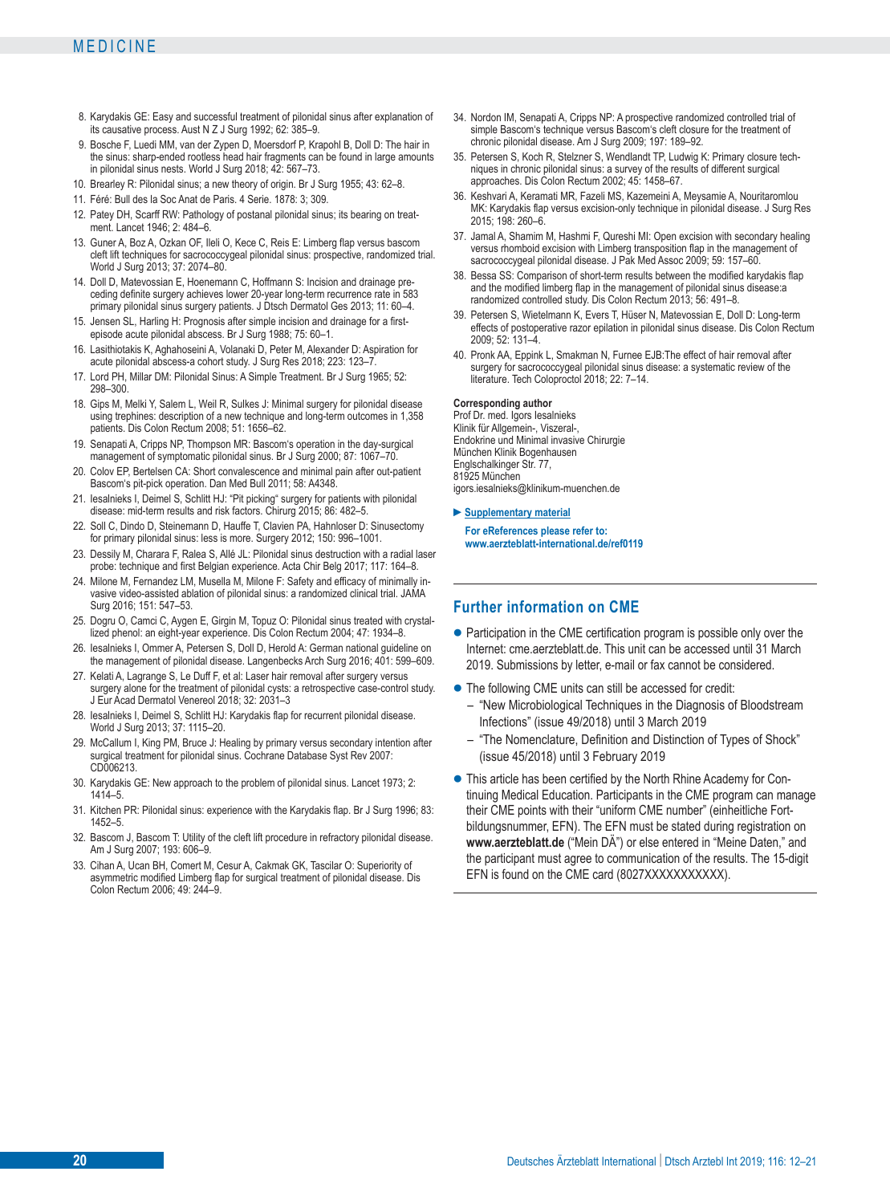8. Karydakis GE: Easy and successful treatment of pilonidal sinus after explanation of its causative process. Aust N Z J Surg 1992; 62: 385–9.
9. Bosche F, Luedi MM, van der Zypen D, Moersdorf P, Krapohl B, Doll D: The hair in the sinus: sharp-ended rootless head hair fragments can be found in large amounts in pilonidal sinus nests. World J Surg 2018; 42: 567–73.
10. Brearley R: Pilonidal sinus; a new theory of origin. Br J Surg 1955; 43: 62–8.
11. Féré: Bull des la Soc Anat de Paris. 4 Serie. 1878: 3; 309.
12. Patey DH, Scarff RW: Pathology of postanal pilonidal sinus; its bearing on treatment. Lancet 1946; 2: 484–6.
13. Guner A, Boz A, Ozkan OF, Ileli O, Kece C, Reis E: Limberg flap versus bascom cleft lift techniques for sacrococcygeal pilonidal sinus: prospective, randomized trial. World J Surg 2013; 37: 2074–80.
14. Doll D, Matevossian E, Hoenemann C, Hoffmann S: Incision and drainage preceding definite surgery achieves lower 20-year long-term recurrence rate in 583 primary pilonidal sinus surgery patients. J Dtsch Dermatol Ges 2013; 11: 60–4.
15. Jensen SL, Harling H: Prognosis after simple incision and drainage for a first-episode acute pilonidal abscess. Br J Surg 1988; 75: 60–1.
16. Lasithiotakis K, Aghahoseini A, Volanaki D, Peter M, Alexander D: Aspiration for acute pilonidal abscess-a cohort study. J Surg Res 2018; 223: 123–7.
17. Lord PH, Millar DM: Pilonidal Sinus: A Simple Treatment. Br J Surg 1965; 52: 298–300.
18. Gips M, Melki Y, Salem L, Weil R, Sulkes J: Minimal surgery for pilonidal disease using trephines: description of a new technique and long-term outcomes in 1,358 patients. Dis Colon Rectum 2008; 51: 1656–62.
19. Senapati A, Cripps NP, Thompson MR: Bascom's operation in the day-surgical management of symptomatic pilonidal sinus. Br J Surg 2000; 87: 1067–70.
20. Colov EP, Bertelsen CA: Short convalescence and minimal pain after out-patient Bascom's pit-pick operation. Dan Med Bull 2011; 58: A4348.
21. Iesalnieks I, Deimel S, Schlitt HJ: "Pit picking" surgery for patients with pilonidal disease: mid-term results and risk factors. Chirurg 2015; 86: 482–5.
22. Soll C, Dindo D, Steinemann D, Hauffe T, Clavien PA, Hahnloser D: Sinusectomy for primary pilonidal sinus: less is more. Surgery 2012; 150: 996–1001.
23. Dessily M, Charara F, Ralea S, Allé JL: Pilonidal sinus destruction with a radial laser probe: technique and first Belgian experience. Acta Chir Belg 2017; 117: 164–8.
24. Milone M, Fernandez LM, Musella M, Milone F: Safety and efficacy of minimally invasive video-assisted ablation of pilonidal sinus: a randomized clinical trial. JAMA Surg 2016; 151: 547–53.
25. Dogru O, Camci C, Aygen E, Girgin M, Topuz O: Pilonidal sinus treated with crystallized phenol: an eight-year experience. Dis Colon Rectum 2004; 47: 1934–8.
26. Iesalnieks I, Ommer A, Petersen S, Doll D, Herold A: German national guideline on the management of pilonidal disease. Langenbecks Arch Surg 2016; 401: 599–609.
27. Kelati A, Lagrange S, Le Duff F, et al: Laser hair removal after surgery versus surgery alone for the treatment of pilonidal cysts: a retrospective case-control study. J Eur Acad Dermatol Venereol 2018; 32: 2031–3
28. Iesalnieks I, Deimel S, Schlitt HJ: Karydakis flap for recurrent pilonidal disease. World J Surg 2013; 37: 1115–20.
29. McCallum I, King PM, Bruce J: Healing by primary versus secondary intention after surgical treatment for pilonidal sinus. Cochrane Database Syst Rev 2007: CD006213.
30. Karydakis GE: New approach to the problem of pilonidal sinus. Lancet 1973; 2: 1414–5.
31. Kitchen PR: Pilonidal sinus: experience with the Karydakis flap. Br J Surg 1996; 83: 1452–5.
32. Bascom J, Bascom T: Utility of the cleft lift procedure in refractory pilonidal disease. Am J Surg 2007; 193: 606–9.
33. Cihan A, Ucan BH, Comert M, Cesur A, Cakmak GK, Tascilar O: Superiority of asymmetric modified Limberg flap for surgical treatment of pilonidal disease. Dis Colon Rectum 2006; 49: 244–9.
34. Nordon IM, Senapati A, Cripps NP: A prospective randomized controlled trial of simple Bascom's technique versus Bascom's cleft closure for the treatment of chronic pilonidal disease. Am J Surg 2009; 197: 189–92.
35. Petersen S, Koch R, Stelzner S, Wendlandt TP, Ludwig K: Primary closure techniques in chronic pilonidal sinus: a survey of the results of different surgical approaches. Dis Colon Rectum 2002; 45: 1458–67.
36. Keshvari A, Keramati MR, Fazeli MS, Kazemeini A, Meysamie A, Nouritaromlou MK: Karydakis flap versus excision-only technique in pilonidal disease. J Surg Res 2015; 198: 260–6.
37. Jamal A, Shamim M, Hashmi F, Qureshi MI: Open excision with secondary healing versus rhomboid excision with Limberg transposition flap in the management of sacrococcygeal pilonidal disease. J Pak Med Assoc 2009; 59: 157–60.
38. Bessa SS: Comparison of short-term results between the modified karydakis flap and the modified limberg flap in the management of pilonidal sinus disease:a randomized controlled study. Dis Colon Rectum 2013; 56: 491–8.
39. Petersen S, Wietelmann K, Evers T, Hüser N, Matevossian E, Doll D: Long-term effects of postoperative razor epilation in pilonidal sinus disease. Dis Colon Rectum 2009; 52: 131–4.
40. Pronk AA, Eppink L, Smakman N, Furnee EJB:The effect of hair removal after surgery for sacrococcygeal pilonidal sinus disease: a systematic review of the literature. Tech Coloproctol 2018; 22: 7–14.

**Corresponding author**
Prof Dr. med. Igors Iesalnieks
Klinik für Allgemein-, Viszeral-,
Endokrine und Minimal invasive Chirurgie
München Klinik Bogenhausen
Englschalkinger Str. 77,
81925 München
igors.iesalnieks@klinikum-muenchen.de

► **Supplementary material**

**For eReferences please refer to:**
**www.aerzteblatt-international.de/ref0119**

## Further information on CME

- Participation in the CME certification program is possible only over the Internet: cme.aerzteblatt.de. This unit can be accessed until 31 March 2019. Submissions by letter, e-mail or fax cannot be considered.
- The following CME units can still be accessed for credit:
  - "New Microbiological Techniques in the Diagnosis of Bloodstream Infections" (issue 49/2018) until 3 March 2019
  - "The Nomenclature, Definition and Distinction of Types of Shock" (issue 45/2018) until 3 February 2019
- This article has been certified by the North Rhine Academy for Continuing Medical Education. Participants in the CME program can manage their CME points with their "uniform CME number" (einheitliche Fortbildungsnummer, EFN). The EFN must be stated during registration on **www.aerzteblatt.de** ("Mein DÄ") or else entered in "Meine Daten," and the participant must agree to communication of the results. The 15-digit EFN is found on the CME card (8027XXXXXXXXXXX).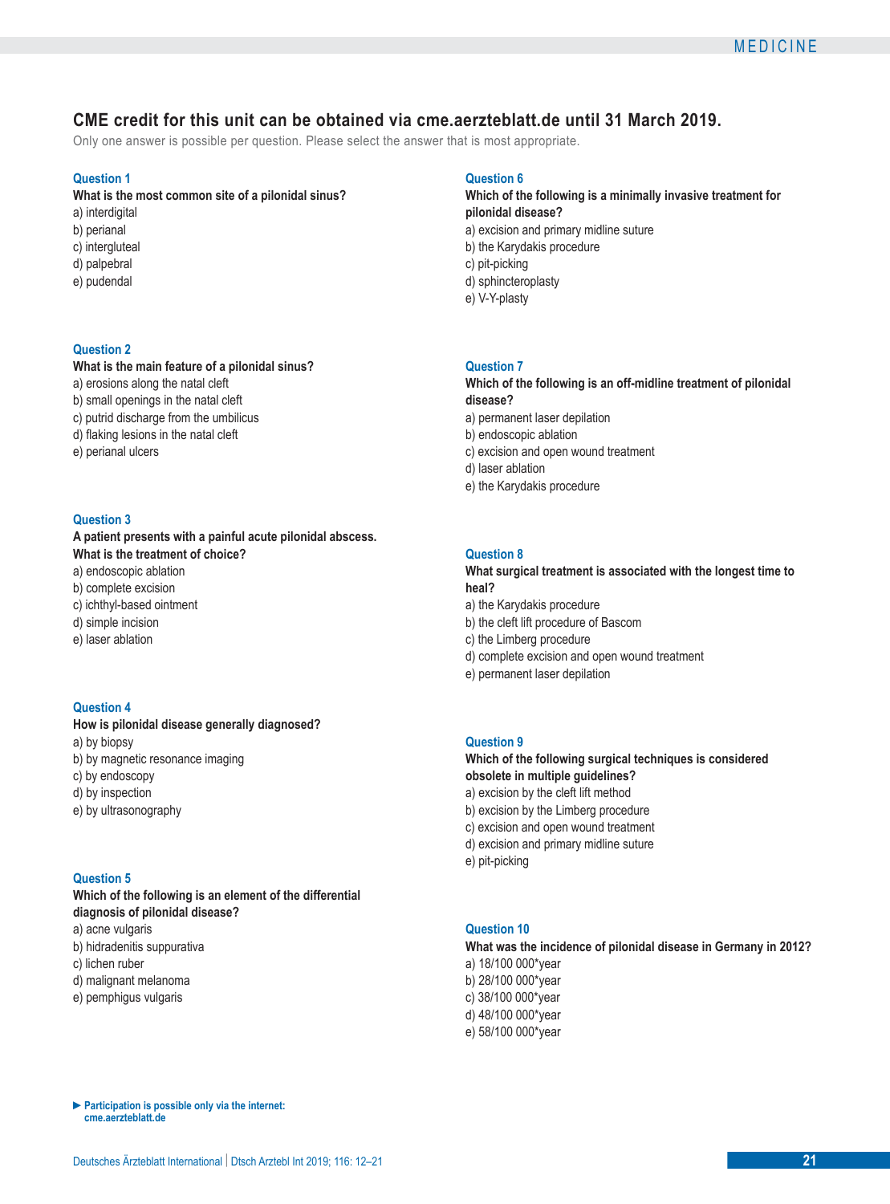## CME credit for this unit can be obtained via cme.aerzteblatt.de until 31 March 2019.

Only one answer is possible per question. Please select the answer that is most appropriate.

**Question 1**

**What is the most common site of a pilonidal sinus?**

a) interdigital
b) perianal
c) intergluteal
d) palpebral
e) pudendal

**Question 2**

**What is the main feature of a pilonidal sinus?**

a) erosions along the natal cleft
b) small openings in the natal cleft
c) putrid discharge from the umbilicus
d) flaking lesions in the natal cleft
e) perianal ulcers

**Question 3**

**A patient presents with a painful acute pilonidal abscess. What is the treatment of choice?**

a) endoscopic ablation
b) complete excision
c) ichthyl-based ointment
d) simple incision
e) laser ablation

**Question 4**

**How is pilonidal disease generally diagnosed?**

a) by biopsy
b) by magnetic resonance imaging
c) by endoscopy
d) by inspection
e) by ultrasonography

**Question 5**

**Which of the following is an element of the differential diagnosis of pilonidal disease?**

a) acne vulgaris
b) hidradenitis suppurativa
c) lichen ruber
d) malignant melanoma
e) pemphigus vulgaris

**Question 6**

**Which of the following is a minimally invasive treatment for pilonidal disease?**

a) excision and primary midline suture
b) the Karydakis procedure
c) pit-picking
d) sphincteroplasty
e) V-Y-plasty

**Question 7**

**Which of the following is an off-midline treatment of pilonidal disease?**

a) permanent laser depilation
b) endoscopic ablation
c) excision and open wound treatment
d) laser ablation
e) the Karydakis procedure

**Question 8**

**What surgical treatment is associated with the longest time to heal?**

a) the Karydakis procedure
b) the cleft lift procedure of Bascom
c) the Limberg procedure
d) complete excision and open wound treatment
e) permanent laser depilation

**Question 9**

**Which of the following surgical techniques is considered obsolete in multiple guidelines?**

a) excision by the cleft lift method
b) excision by the Limberg procedure
c) excision and open wound treatment
d) excision and primary midline suture
e) pit-picking

**Question 10**

**What was the incidence of pilonidal disease in Germany in 2012?**

a) 18/100 000*year
b) 28/100 000*year
c) 38/100 000*year
d) 48/100 000*year
e) 58/100 000*year

▶ **Participation is possible only via the internet: cme.aerzteblatt.de**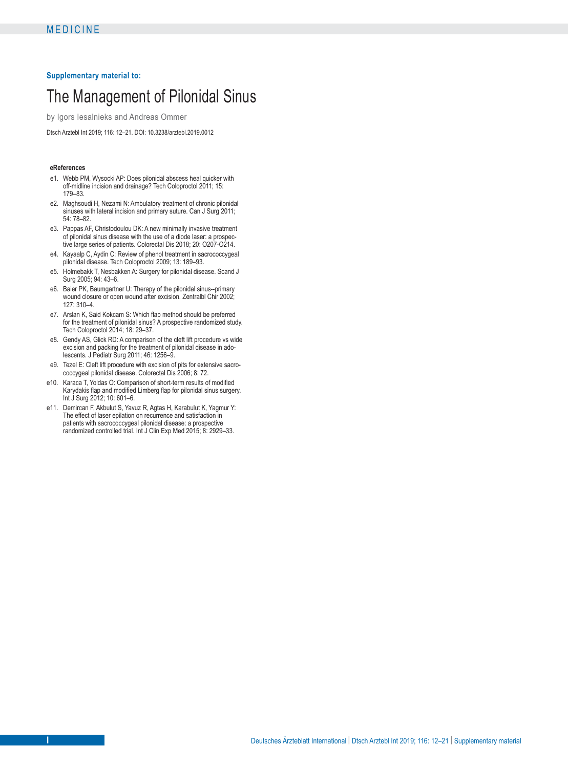**Supplementary material to:**

# The Management of Pilonidal Sinus

by Igors Iesalnieks and Andreas Ommer

Dtsch Arztebl Int 2019; 116: 12–21. DOI: 10.3238/arztebl.2019.0012

#### eReferences

- e1. Webb PM, Wysocki AP: Does pilonidal abscess heal quicker with off-midline incision and drainage? Tech Coloproctol 2011; 15: 179–83.
- e2. Maghsoudi H, Nezami N: Ambulatory treatment of chronic pilonidal sinuses with lateral incision and primary suture. Can J Surg 2011; 54: 78–82.
- e3. Pappas AF, Christodoulou DK: A new minimally invasive treatment of pilonidal sinus disease with the use of a diode laser: a prospective large series of patients. Colorectal Dis 2018; 20: O207-O214.
- e4. Kayaalp C, Aydin C: Review of phenol treatment in sacrococcygeal pilonidal disease. Tech Coloproctol 2009; 13: 189–93.
- e5. Holmebakk T, Nesbakken A: Surgery for pilonidal disease. Scand J Surg 2005; 94: 43–6.
- e6. Baier PK, Baumgartner U: Therapy of the pilonidal sinus--primary wound closure or open wound after excision. Zentralbl Chir 2002; 127: 310–4.
- e7. Arslan K, Said Kokcam S: Which flap method should be preferred for the treatment of pilonidal sinus? A prospective randomized study. Tech Coloproctol 2014; 18: 29–37.
- e8. Gendy AS, Glick RD: A comparison of the cleft lift procedure vs wide excision and packing for the treatment of pilonidal disease in adolescents. J Pediatr Surg 2011; 46: 1256–9.
- e9. Tezel E: Cleft lift procedure with excision of pits for extensive sacrococcygeal pilonidal disease. Colorectal Dis 2006; 8: 72.
- e10. Karaca T, Yoldas O: Comparison of short-term results of modified Karydakis flap and modified Limberg flap for pilonidal sinus surgery. Int J Surg 2012; 10: 601–6.
- e11. Demircan F, Akbulut S, Yavuz R, Agtas H, Karabulut K, Yagmur Y: The effect of laser epilation on recurrence and satisfaction in patients with sacrococcygeal pilonidal disease: a prospective randomized controlled trial. Int J Clin Exp Med 2015; 8: 2929–33.